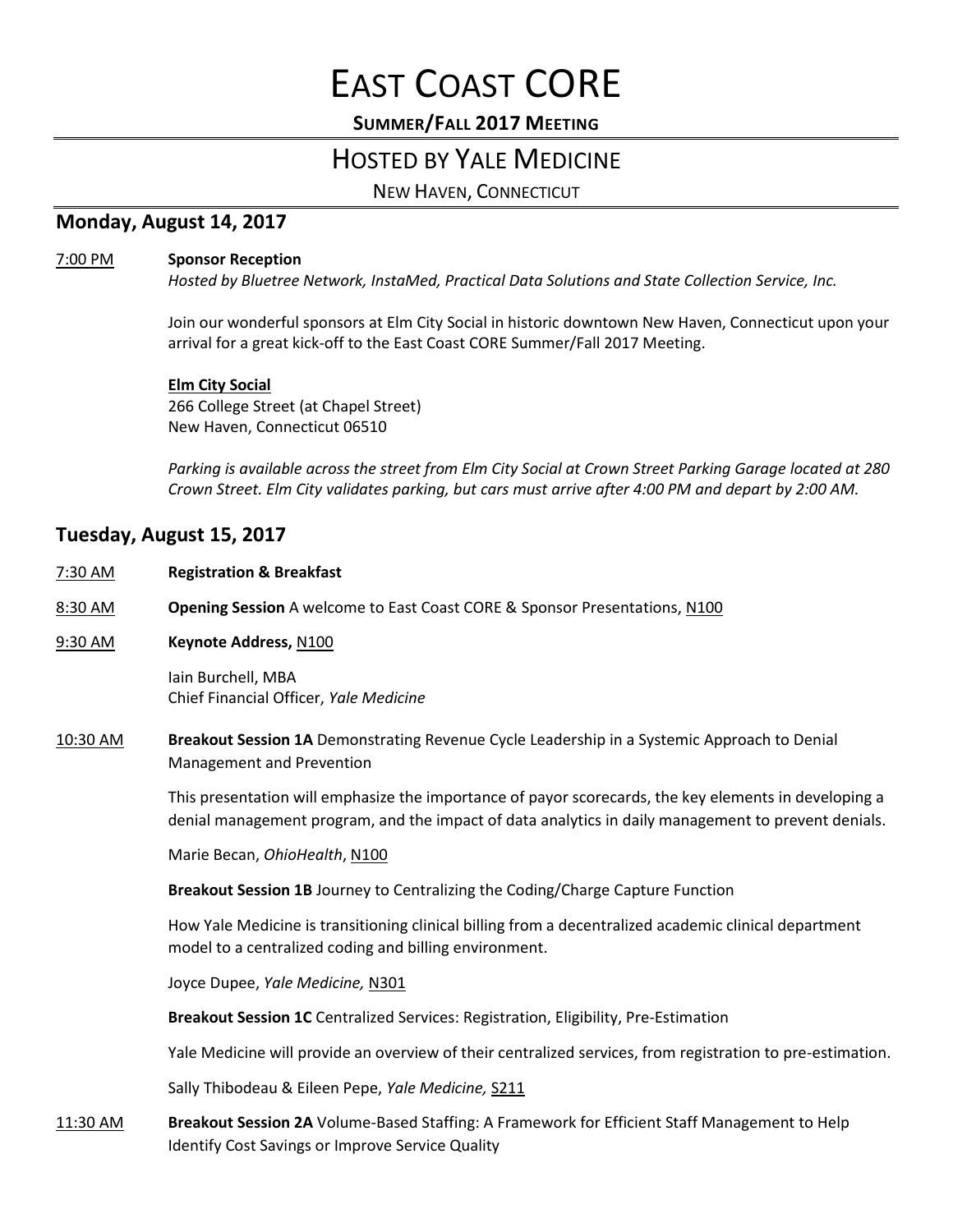# EAST COAST CORE

**SUMMER/FALL 2017 MEETING**

## HOSTED BY YALE MEDICINE

NEW HAVEN, CONNECTICUT

### Monday, August 14, 2017

7:00 PM **Sponsor Reception**

*Hosted by Bluetree Network, InstaMed, Practical Data Solutions and State Collection Service, Inc.*

Join our wonderful sponsors at Elm City Social in historic downtown New Haven, Connecticut upon your arrival for a great kick-off to the East Coast CORE Summer/Fall 2017 Meeting.

**Elm City Social**
266 College Street (at Chapel Street)
New Haven, Connecticut 06510

*Parking is available across the street from Elm City Social at Crown Street Parking Garage located at 280 Crown Street. Elm City validates parking, but cars must arrive after 4:00 PM and depart by 2:00 AM.*

### Tuesday, August 15, 2017

7:30 AM **Registration & Breakfast**

8:30 AM **Opening Session** A welcome to East Coast CORE & Sponsor Presentations, N100

9:30 AM **Keynote Address,** N100

Iain Burchell, MBA
Chief Financial Officer, *Yale Medicine*

10:30 AM **Breakout Session 1A** Demonstrating Revenue Cycle Leadership in a Systemic Approach to Denial Management and Prevention

This presentation will emphasize the importance of payor scorecards, the key elements in developing a denial management program, and the impact of data analytics in daily management to prevent denials.

Marie Becan, *OhioHealth*, N100

**Breakout Session 1B** Journey to Centralizing the Coding/Charge Capture Function

How Yale Medicine is transitioning clinical billing from a decentralized academic clinical department model to a centralized coding and billing environment.

Joyce Dupee, *Yale Medicine,* N301

**Breakout Session 1C** Centralized Services: Registration, Eligibility, Pre-Estimation

Yale Medicine will provide an overview of their centralized services, from registration to pre-estimation.

Sally Thibodeau & Eileen Pepe, *Yale Medicine,* S211

11:30 AM **Breakout Session 2A** Volume-Based Staffing: A Framework for Efficient Staff Management to Help Identify Cost Savings or Improve Service Quality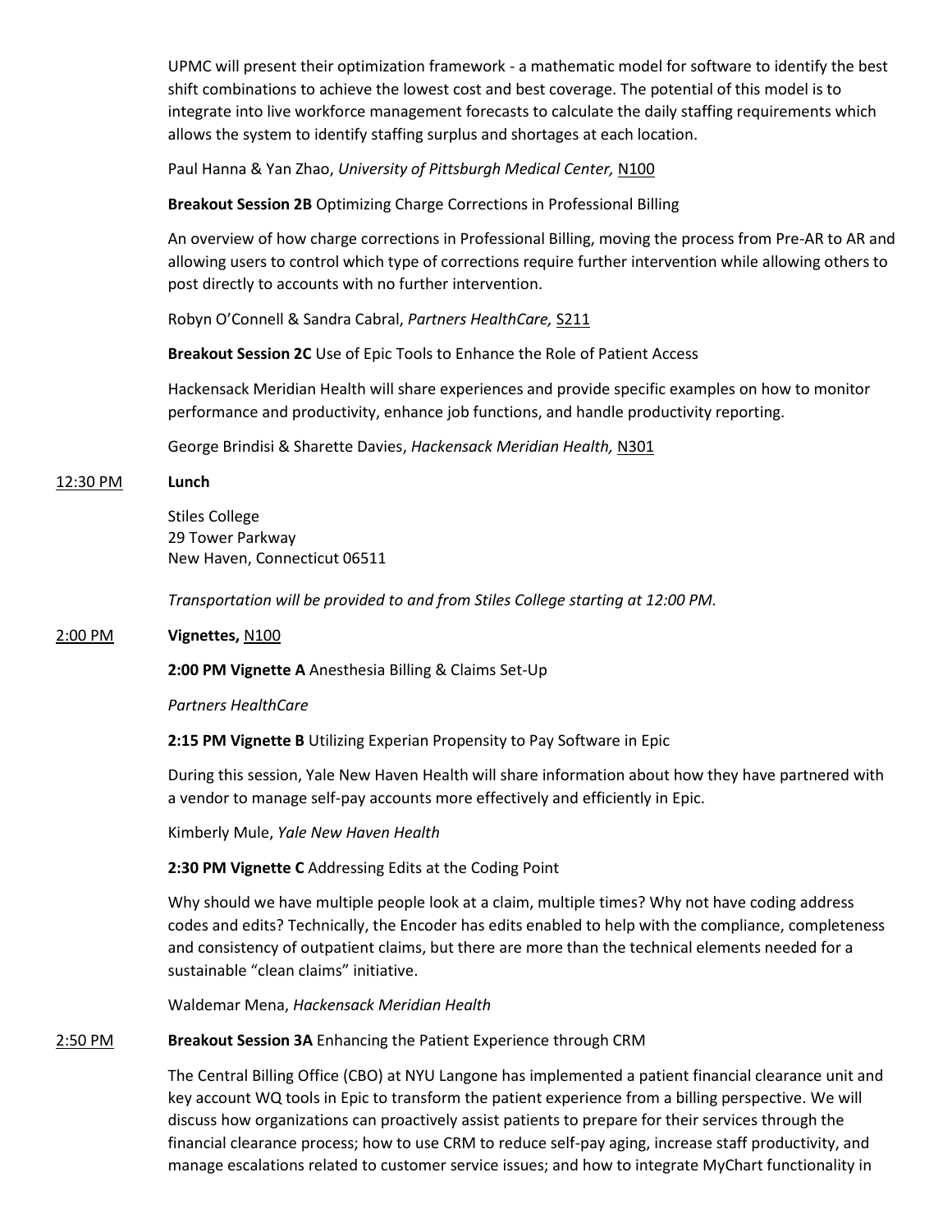UPMC will present their optimization framework - a mathematic model for software to identify the best shift combinations to achieve the lowest cost and best coverage. The potential of this model is to integrate into live workforce management forecasts to calculate the daily staffing requirements which allows the system to identify staffing surplus and shortages at each location.

Paul Hanna & Yan Zhao, *University of Pittsburgh Medical Center,* N100

**Breakout Session 2B** Optimizing Charge Corrections in Professional Billing

An overview of how charge corrections in Professional Billing, moving the process from Pre-AR to AR and allowing users to control which type of corrections require further intervention while allowing others to post directly to accounts with no further intervention.

Robyn O'Connell & Sandra Cabral, *Partners HealthCare,* S211

**Breakout Session 2C** Use of Epic Tools to Enhance the Role of Patient Access

Hackensack Meridian Health will share experiences and provide specific examples on how to monitor performance and productivity, enhance job functions, and handle productivity reporting.

George Brindisi & Sharette Davies, *Hackensack Meridian Health,* N301

12:30 PM **Lunch**

Stiles College
29 Tower Parkway
New Haven, Connecticut 06511

*Transportation will be provided to and from Stiles College starting at 12:00 PM.*

2:00 PM **Vignettes,** N100

**2:00 PM Vignette A** Anesthesia Billing & Claims Set-Up

*Partners HealthCare*

**2:15 PM Vignette B** Utilizing Experian Propensity to Pay Software in Epic

During this session, Yale New Haven Health will share information about how they have partnered with a vendor to manage self-pay accounts more effectively and efficiently in Epic.

Kimberly Mule, *Yale New Haven Health*

**2:30 PM Vignette C** Addressing Edits at the Coding Point

Why should we have multiple people look at a claim, multiple times? Why not have coding address codes and edits? Technically, the Encoder has edits enabled to help with the compliance, completeness and consistency of outpatient claims, but there are more than the technical elements needed for a sustainable "clean claims" initiative.

Waldemar Mena, *Hackensack Meridian Health*

2:50 PM **Breakout Session 3A** Enhancing the Patient Experience through CRM

The Central Billing Office (CBO) at NYU Langone has implemented a patient financial clearance unit and key account WQ tools in Epic to transform the patient experience from a billing perspective. We will discuss how organizations can proactively assist patients to prepare for their services through the financial clearance process; how to use CRM to reduce self-pay aging, increase staff productivity, and manage escalations related to customer service issues; and how to integrate MyChart functionality in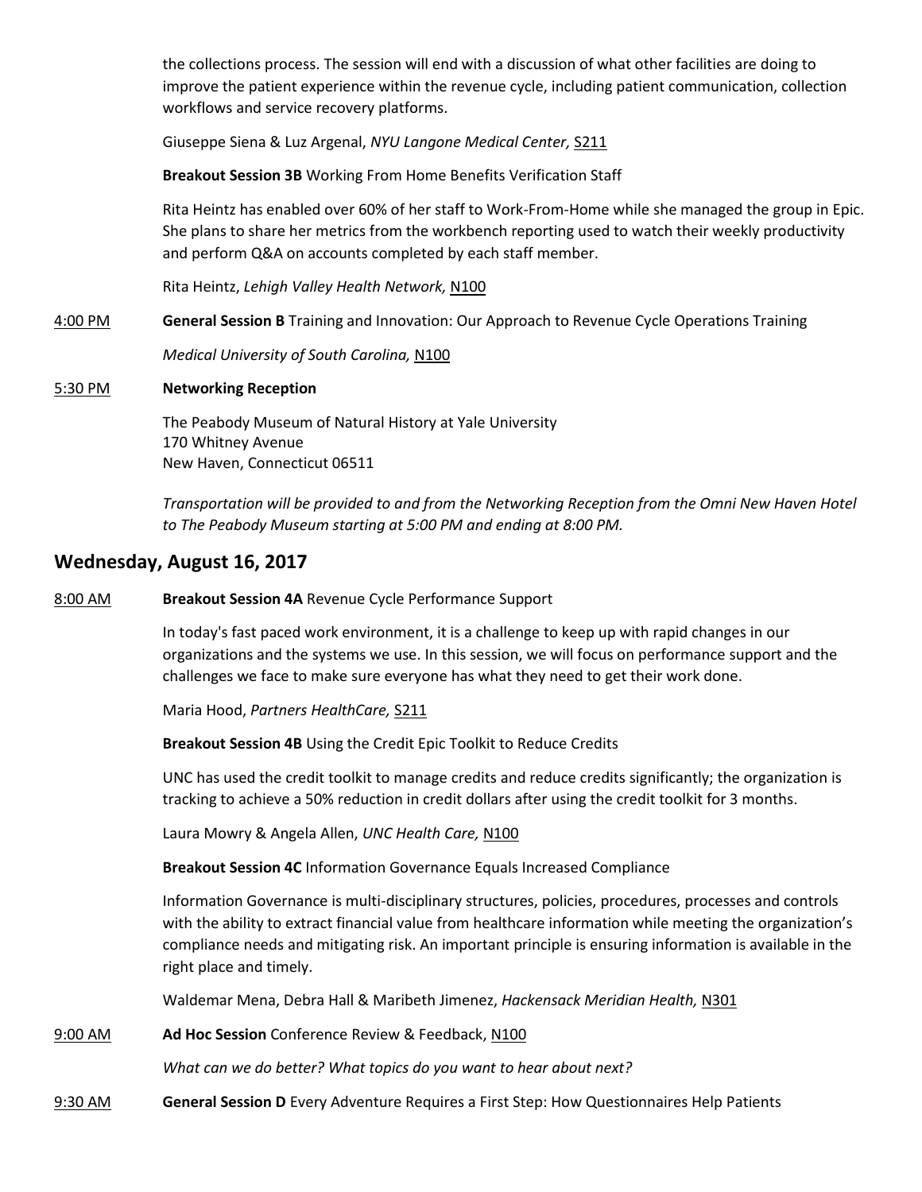the collections process. The session will end with a discussion of what other facilities are doing to improve the patient experience within the revenue cycle, including patient communication, collection workflows and service recovery platforms.

Giuseppe Siena & Luz Argenal, *NYU Langone Medical Center,* S211

**Breakout Session 3B** Working From Home Benefits Verification Staff

Rita Heintz has enabled over 60% of her staff to Work-From-Home while she managed the group in Epic. She plans to share her metrics from the workbench reporting used to watch their weekly productivity and perform Q&A on accounts completed by each staff member.

Rita Heintz, *Lehigh Valley Health Network,* N100

4:00 PM **General Session B** Training and Innovation: Our Approach to Revenue Cycle Operations Training

*Medical University of South Carolina,* N100

5:30 PM **Networking Reception**

The Peabody Museum of Natural History at Yale University
170 Whitney Avenue
New Haven, Connecticut 06511

*Transportation will be provided to and from the Networking Reception from the Omni New Haven Hotel to The Peabody Museum starting at 5:00 PM and ending at 8:00 PM.*

## Wednesday, August 16, 2017

8:00 AM **Breakout Session 4A** Revenue Cycle Performance Support

In today's fast paced work environment, it is a challenge to keep up with rapid changes in our organizations and the systems we use. In this session, we will focus on performance support and the challenges we face to make sure everyone has what they need to get their work done.

Maria Hood, *Partners HealthCare,* S211

**Breakout Session 4B** Using the Credit Epic Toolkit to Reduce Credits

UNC has used the credit toolkit to manage credits and reduce credits significantly; the organization is tracking to achieve a 50% reduction in credit dollars after using the credit toolkit for 3 months.

Laura Mowry & Angela Allen, *UNC Health Care,* N100

**Breakout Session 4C** Information Governance Equals Increased Compliance

Information Governance is multi-disciplinary structures, policies, procedures, processes and controls with the ability to extract financial value from healthcare information while meeting the organization's compliance needs and mitigating risk. An important principle is ensuring information is available in the right place and timely.

Waldemar Mena, Debra Hall & Maribeth Jimenez, *Hackensack Meridian Health,* N301

9:00 AM **Ad Hoc Session** Conference Review & Feedback, N100

*What can we do better? What topics do you want to hear about next?*

9:30 AM **General Session D** Every Adventure Requires a First Step: How Questionnaires Help Patients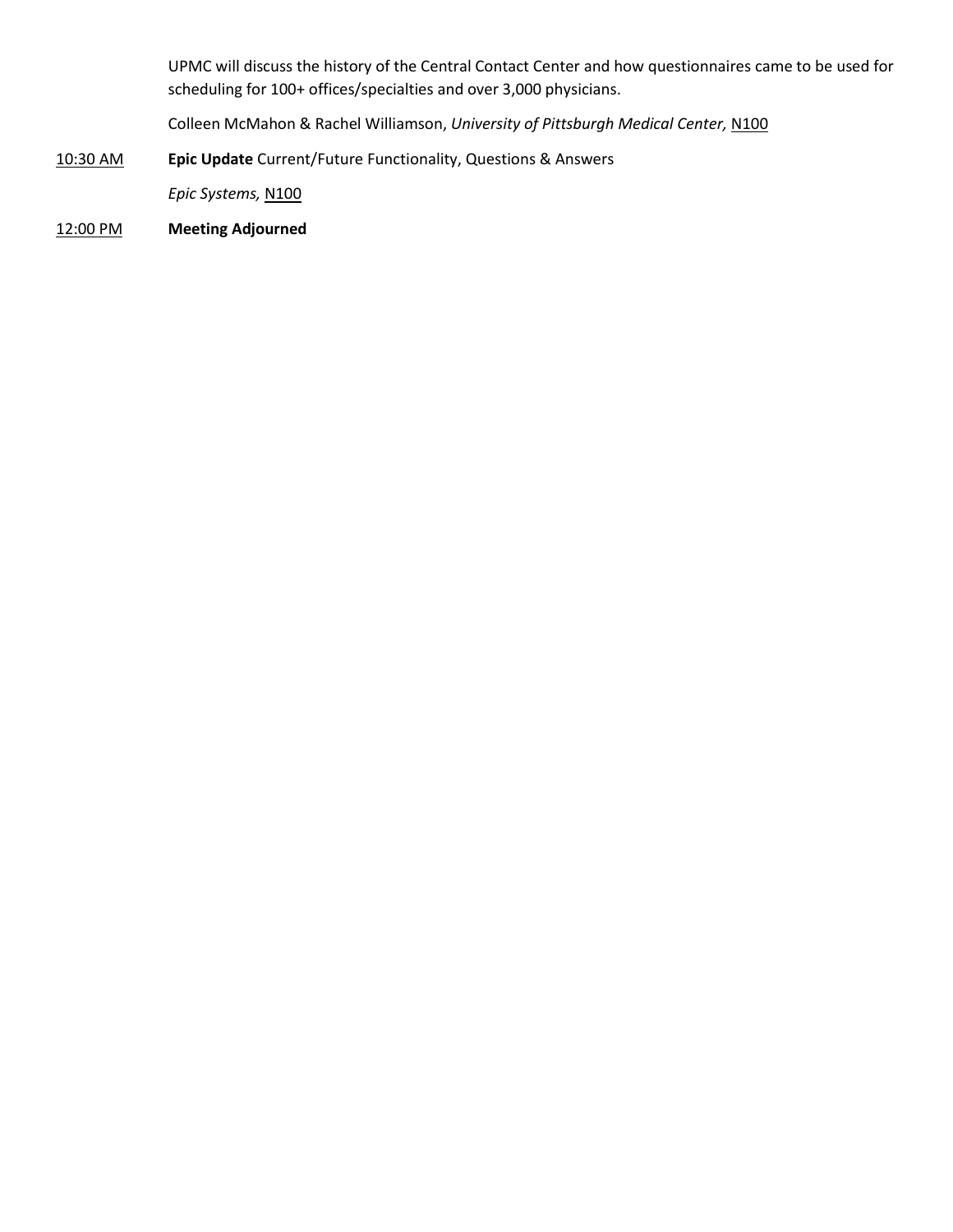UPMC will discuss the history of the Central Contact Center and how questionnaires came to be used for scheduling for 100+ offices/specialties and over 3,000 physicians.

Colleen McMahon & Rachel Williamson, *University of Pittsburgh Medical Center,* N100

10:30 AM **Epic Update** Current/Future Functionality, Questions & Answers

*Epic Systems,* N100

12:00 PM **Meeting Adjourned**